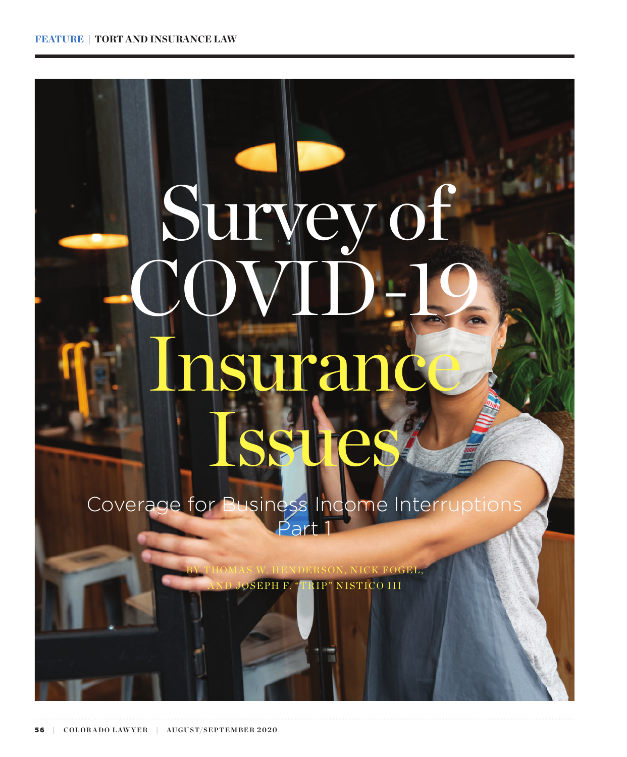FEATURE | TORT AND INSURANCE LAW

# Survey of COVID-19 Insurance Issues

## Coverage for Business Income Interruptions Part 1

BY THOMAS W. HENDERSON, NICK FOGEL, AND JOSEPH F. "TRIP" NISTICO III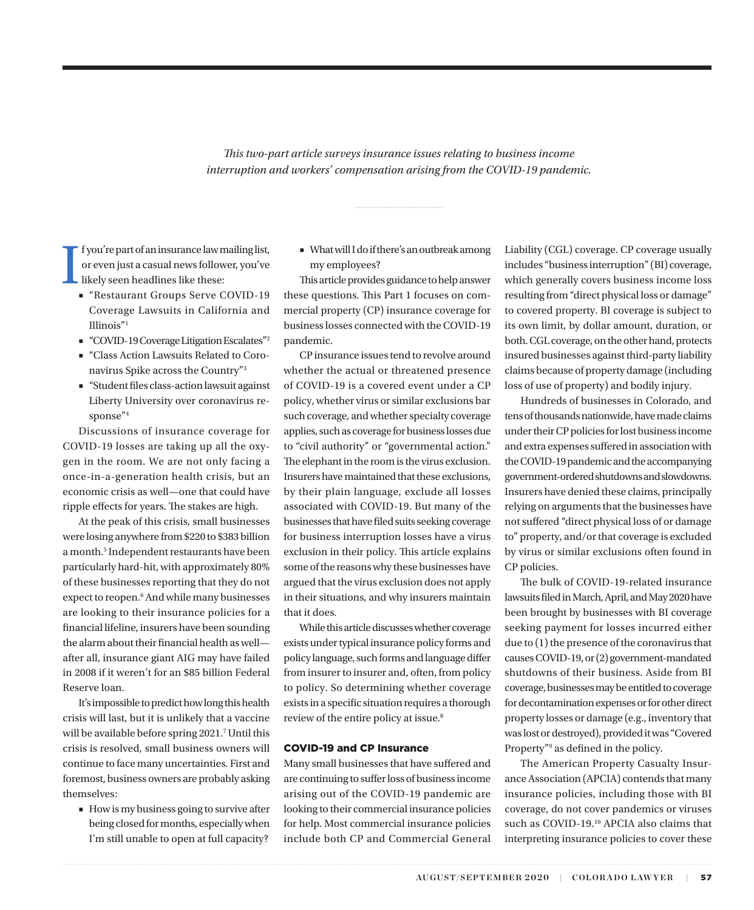*This two-part article surveys insurance issues relating to business income interruption and workers' compensation arising from the COVID-19 pandemic.*

If you're part of an insurance law mailing list, or even just a casual news follower, you've likely seen headlines like these:

- "Restaurant Groups Serve COVID-19 Coverage Lawsuits in California and Illinois"[1]
- "COVID-19 Coverage Litigation Escalates"[2]
- "Class Action Lawsuits Related to Coronavirus Spike across the Country"[3]
- "Student files class-action lawsuit against Liberty University over coronavirus response"[4]

Discussions of insurance coverage for COVID-19 losses are taking up all the oxygen in the room. We are not only facing a once-in-a-generation health crisis, but an economic crisis as well—one that could have ripple effects for years. The stakes are high.

At the peak of this crisis, small businesses were losing anywhere from $220 to $383 billion a month.[5] Independent restaurants have been particularly hard-hit, with approximately 80% of these businesses reporting that they do not expect to reopen.[6] And while many businesses are looking to their insurance policies for a financial lifeline, insurers have been sounding the alarm about their financial health as well—after all, insurance giant AIG may have failed in 2008 if it weren't for an $85 billion Federal Reserve loan.

It's impossible to predict how long this health crisis will last, but it is unlikely that a vaccine will be available before spring 2021.[7] Until this crisis is resolved, small business owners will continue to face many uncertainties. First and foremost, business owners are probably asking themselves:

- How is my business going to survive after being closed for months, especially when I'm still unable to open at full capacity?
- What will I do if there's an outbreak among my employees?

This article provides guidance to help answer these questions. This Part 1 focuses on commercial property (CP) insurance coverage for business losses connected with the COVID-19 pandemic.

CP insurance issues tend to revolve around whether the actual or threatened presence of COVID-19 is a covered event under a CP policy, whether virus or similar exclusions bar such coverage, and whether specialty coverage applies, such as coverage for business losses due to "civil authority" or "governmental action." The elephant in the room is the virus exclusion. Insurers have maintained that these exclusions, by their plain language, exclude all losses associated with COVID-19. But many of the businesses that have filed suits seeking coverage for business interruption losses have a virus exclusion in their policy. This article explains some of the reasons why these businesses have argued that the virus exclusion does not apply in their situations, and why insurers maintain that it does.

While this article discusses whether coverage exists under typical insurance policy forms and policy language, such forms and language differ from insurer to insurer and, often, from policy to policy. So determining whether coverage exists in a specific situation requires a thorough review of the entire policy at issue.[8]

## COVID-19 and CP Insurance

Many small businesses that have suffered and are continuing to suffer loss of business income arising out of the COVID-19 pandemic are looking to their commercial insurance policies for help. Most commercial insurance policies include both CP and Commercial General Liability (CGL) coverage. CP coverage usually includes "business interruption" (BI) coverage, which generally covers business income loss resulting from "direct physical loss or damage" to covered property. BI coverage is subject to its own limit, by dollar amount, duration, or both. CGL coverage, on the other hand, protects insured businesses against third-party liability claims because of property damage (including loss of use of property) and bodily injury.

Hundreds of businesses in Colorado, and tens of thousands nationwide, have made claims under their CP policies for lost business income and extra expenses suffered in association with the COVID-19 pandemic and the accompanying government-ordered shutdowns and slowdowns. Insurers have denied these claims, principally relying on arguments that the businesses have not suffered "direct physical loss of or damage to" property, and/or that coverage is excluded by virus or similar exclusions often found in CP policies.

The bulk of COVID-19-related insurance lawsuits filed in March, April, and May 2020 have been brought by businesses with BI coverage seeking payment for losses incurred either due to (1) the presence of the coronavirus that causes COVID-19, or (2) government-mandated shutdowns of their business. Aside from BI coverage, businesses may be entitled to coverage for decontamination expenses or for other direct property losses or damage (e.g., inventory that was lost or destroyed), provided it was "Covered Property"[9] as defined in the policy.

The American Property Casualty Insurance Association (APCIA) contends that many insurance policies, including those with BI coverage, do not cover pandemics or viruses such as COVID-19.[10] APCIA also claims that interpreting insurance policies to cover these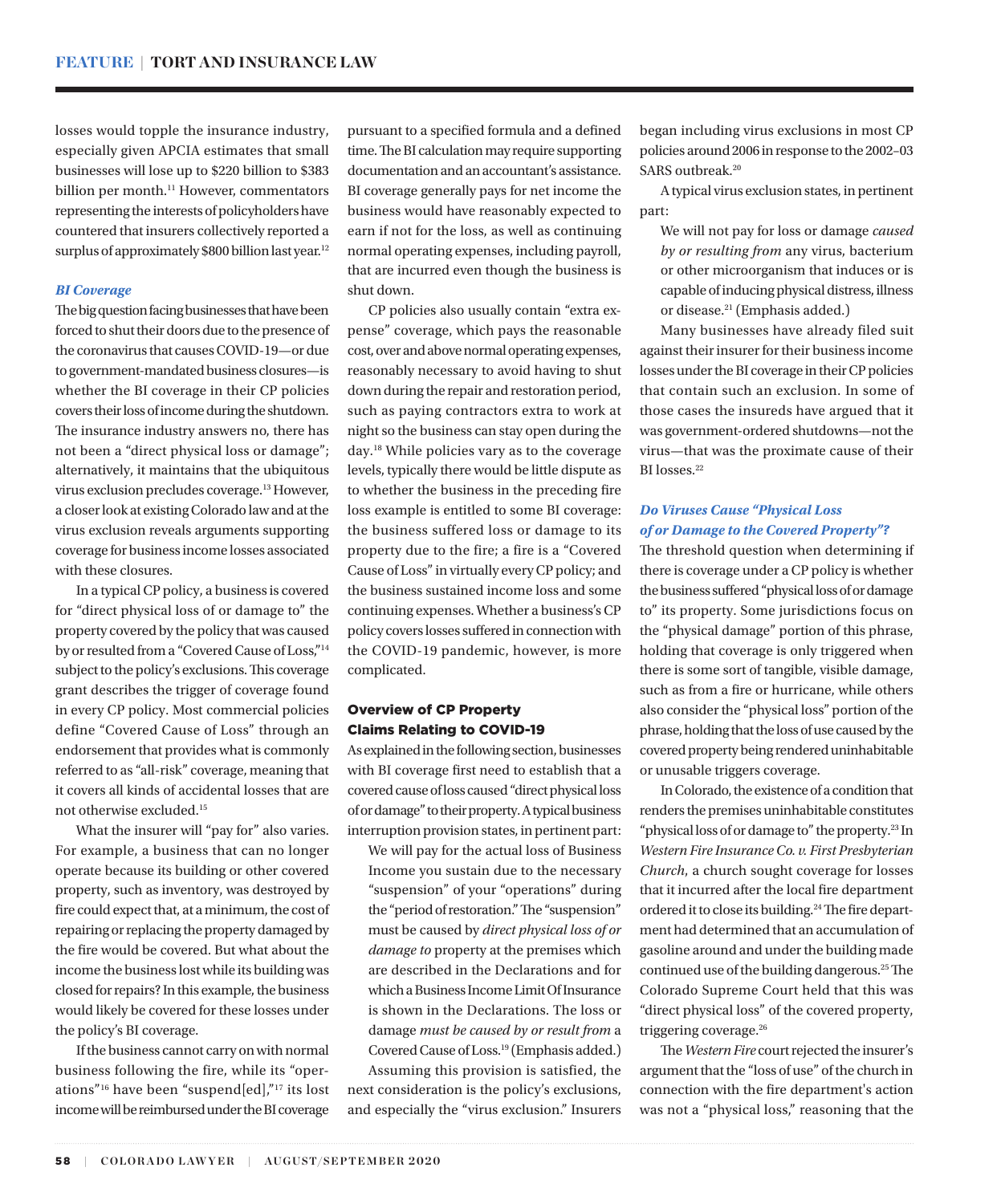losses would topple the insurance industry, especially given APCIA estimates that small businesses will lose up to $220 billion to $383 billion per month.[11] However, commentators representing the interests of policyholders have countered that insurers collectively reported a surplus of approximately $800 billion last year.[12]

### *BI Coverage*

The big question facing businesses that have been forced to shut their doors due to the presence of the coronavirus that causes COVID-19—or due to government-mandated business closures—is whether the BI coverage in their CP policies covers their loss of income during the shutdown. The insurance industry answers no, there has not been a "direct physical loss or damage"; alternatively, it maintains that the ubiquitous virus exclusion precludes coverage.[13] However, a closer look at existing Colorado law and at the virus exclusion reveals arguments supporting coverage for business income losses associated with these closures.

In a typical CP policy, a business is covered for "direct physical loss of or damage to" the property covered by the policy that was caused by or resulted from a "Covered Cause of Loss,"[14] subject to the policy's exclusions. This coverage grant describes the trigger of coverage found in every CP policy. Most commercial policies define "Covered Cause of Loss" through an endorsement that provides what is commonly referred to as "all-risk" coverage, meaning that it covers all kinds of accidental losses that are not otherwise excluded.[15]

What the insurer will "pay for" also varies. For example, a business that can no longer operate because its building or other covered property, such as inventory, was destroyed by fire could expect that, at a minimum, the cost of repairing or replacing the property damaged by the fire would be covered. But what about the income the business lost while its building was closed for repairs? In this example, the business would likely be covered for these losses under the policy's BI coverage.

If the business cannot carry on with normal business following the fire, while its "operations"[16] have been "suspend[ed],"[17] its lost income will be reimbursed under the BI coverage pursuant to a specified formula and a defined time. The BI calculation may require supporting documentation and an accountant's assistance. BI coverage generally pays for net income the business would have reasonably expected to earn if not for the loss, as well as continuing normal operating expenses, including payroll, that are incurred even though the business is shut down.

CP policies also usually contain "extra expense" coverage, which pays the reasonable cost, over and above normal operating expenses, reasonably necessary to avoid having to shut down during the repair and restoration period, such as paying contractors extra to work at night so the business can stay open during the day.[18] While policies vary as to the coverage levels, typically there would be little dispute as to whether the business in the preceding fire loss example is entitled to some BI coverage: the business suffered loss or damage to its property due to the fire; a fire is a "Covered Cause of Loss" in virtually every CP policy; and the business sustained income loss and some continuing expenses. Whether a business's CP policy covers losses suffered in connection with the COVID-19 pandemic, however, is more complicated.

## Overview of CP Property Claims Relating to COVID-19

As explained in the following section, businesses with BI coverage first need to establish that a covered cause of loss caused "direct physical loss of or damage" to their property. A typical business interruption provision states, in pertinent part:

> We will pay for the actual loss of Business Income you sustain due to the necessary "suspension" of your "operations" during the "period of restoration." The "suspension" must be caused by *direct physical loss of or damage to* property at the premises which are described in the Declarations and for which a Business Income Limit Of Insurance is shown in the Declarations. The loss or damage *must be caused by or result from* a Covered Cause of Loss.[19] (Emphasis added.)

Assuming this provision is satisfied, the next consideration is the policy's exclusions, and especially the "virus exclusion." Insurers began including virus exclusions in most CP policies around 2006 in response to the 2002–03 SARS outbreak.[20]

A typical virus exclusion states, in pertinent part:

> We will not pay for loss or damage *caused by or resulting from* any virus, bacterium or other microorganism that induces or is capable of inducing physical distress, illness or disease.[21] (Emphasis added.)

Many businesses have already filed suit against their insurer for their business income losses under the BI coverage in their CP policies that contain such an exclusion. In some of those cases the insureds have argued that it was government-ordered shutdowns—not the virus—that was the proximate cause of their BI losses.[22]

### *Do Viruses Cause "Physical Loss of or Damage to the Covered Property"?*

The threshold question when determining if there is coverage under a CP policy is whether the business suffered "physical loss of or damage to" its property. Some jurisdictions focus on the "physical damage" portion of this phrase, holding that coverage is only triggered when there is some sort of tangible, visible damage, such as from a fire or hurricane, while others also consider the "physical loss" portion of the phrase, holding that the loss of use caused by the covered property being rendered uninhabitable or unusable triggers coverage.

In Colorado, the existence of a condition that renders the premises uninhabitable constitutes "physical loss of or damage to" the property.[23] In *Western Fire Insurance Co. v. First Presbyterian Church*, a church sought coverage for losses that it incurred after the local fire department ordered it to close its building.[24] The fire department had determined that an accumulation of gasoline around and under the building made continued use of the building dangerous.[25] The Colorado Supreme Court held that this was "direct physical loss" of the covered property, triggering coverage.[26]

The *Western Fire* court rejected the insurer's argument that the "loss of use" of the church in connection with the fire department's action was not a "physical loss," reasoning that the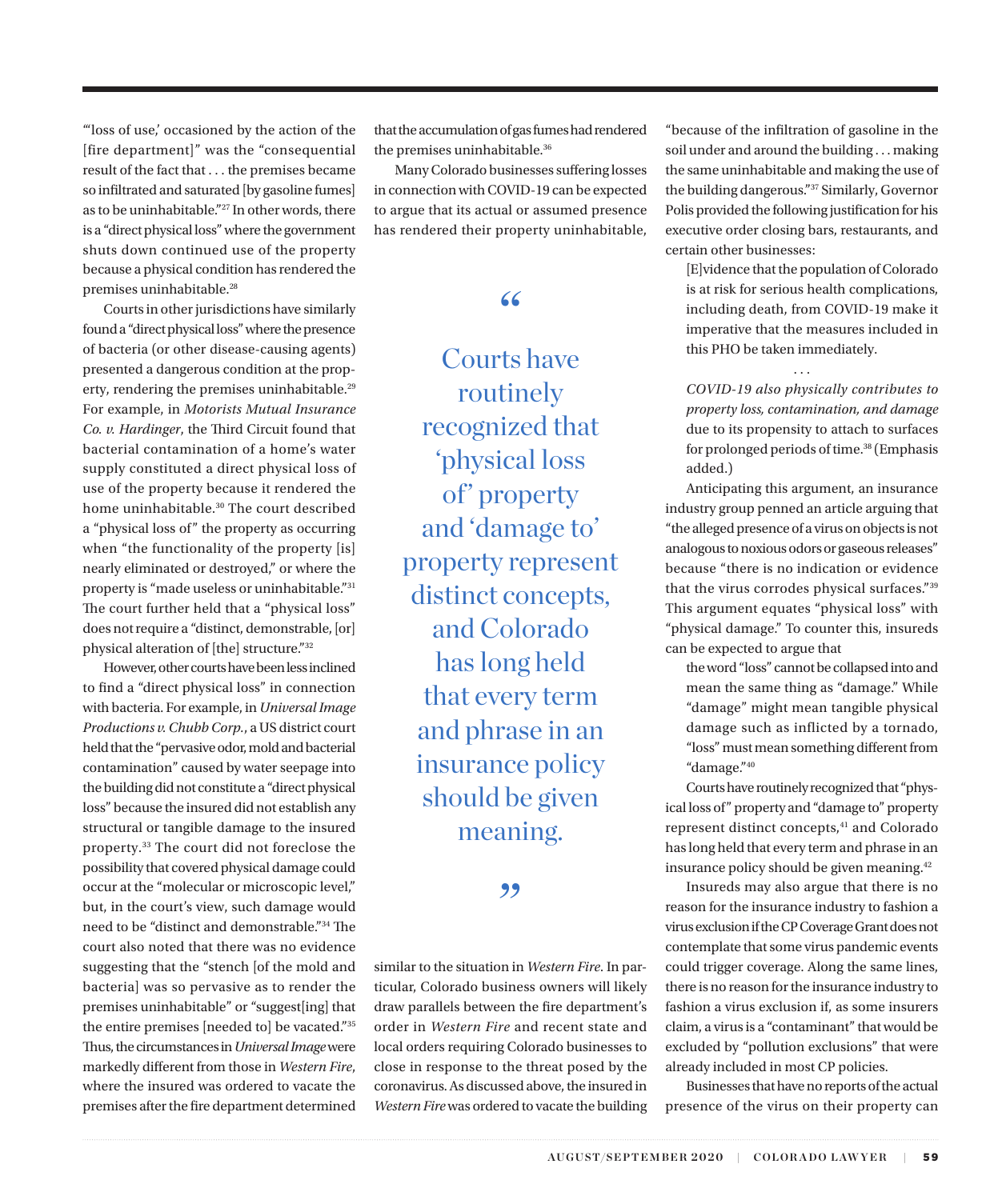"'loss of use,' occasioned by the action of the [fire department]" was the "consequential result of the fact that . . . the premises became so infiltrated and saturated [by gasoline fumes] as to be uninhabitable."[27] In other words, there is a "direct physical loss" where the government shuts down continued use of the property because a physical condition has rendered the premises uninhabitable.[28]

Courts in other jurisdictions have similarly found a "direct physical loss" where the presence of bacteria (or other disease-causing agents) presented a dangerous condition at the property, rendering the premises uninhabitable.[29] For example, in *Motorists Mutual Insurance Co. v. Hardinger*, the Third Circuit found that bacterial contamination of a home's water supply constituted a direct physical loss of use of the property because it rendered the home uninhabitable.[30] The court described a "physical loss of" the property as occurring when "the functionality of the property [is] nearly eliminated or destroyed," or where the property is "made useless or uninhabitable."[31] The court further held that a "physical loss" does not require a "distinct, demonstrable, [or] physical alteration of [the] structure."[32]

However, other courts have been less inclined to find a "direct physical loss" in connection with bacteria. For example, in *Universal Image Productions v. Chubb Corp.*, a US district court held that the "pervasive odor, mold and bacterial contamination" caused by water seepage into the building did not constitute a "direct physical loss" because the insured did not establish any structural or tangible damage to the insured property.[33] The court did not foreclose the possibility that covered physical damage could occur at the "molecular or microscopic level," but, in the court's view, such damage would need to be "distinct and demonstrable."[34] The court also noted that there was no evidence suggesting that the "stench [of the mold and bacteria] was so pervasive as to render the premises uninhabitable" or "suggest[ing] that the entire premises [needed to] be vacated."[35] Thus, the circumstances in *Universal Image* were markedly different from those in *Western Fire*, where the insured was ordered to vacate the premises after the fire department determined that the accumulation of gas fumes had rendered the premises uninhabitable.[36]

Many Colorado businesses suffering losses in connection with COVID-19 can be expected to argue that its actual or assumed presence has rendered their property uninhabitable, similar to the situation in *Western Fire*. In particular, Colorado business owners will likely draw parallels between the fire department's order in *Western Fire* and recent state and local orders requiring Colorado businesses to close in response to the threat posed by the coronavirus. As discussed above, the insured in *Western Fire* was ordered to vacate the building "because of the infiltration of gasoline in the soil under and around the building . . . making the same uninhabitable and making the use of the building dangerous."[37] Similarly, Governor Polis provided the following justification for his executive order closing bars, restaurants, and certain other businesses:

> [E]vidence that the population of Colorado is at risk for serious health complications, including death, from COVID-19 make it imperative that the measures included in this PHO be taken immediately.
>
> . . .
>
> *COVID-19 also physically contributes to property loss, contamination, and damage* due to its propensity to attach to surfaces for prolonged periods of time.[38] (Emphasis added.)

Anticipating this argument, an insurance industry group penned an article arguing that "the alleged presence of a virus on objects is not analogous to noxious odors or gaseous releases" because "there is no indication or evidence that the virus corrodes physical surfaces."[39] This argument equates "physical loss" with "physical damage." To counter this, insureds can be expected to argue that

> the word "loss" cannot be collapsed into and mean the same thing as "damage." While "damage" might mean tangible physical damage such as inflicted by a tornado, "loss" must mean something different from "damage."[40]

Courts have routinely recognized that "physical loss of" property and "damage to" property represent distinct concepts,[41] and Colorado has long held that every term and phrase in an insurance policy should be given meaning.[42]

Insureds may also argue that there is no reason for the insurance industry to fashion a virus exclusion if the CP Coverage Grant does not contemplate that some virus pandemic events could trigger coverage. Along the same lines, there is no reason for the insurance industry to fashion a virus exclusion if, as some insurers claim, a virus is a "contaminant" that would be excluded by "pollution exclusions" that were already included in most CP policies.

Businesses that have no reports of the actual presence of the virus on their property can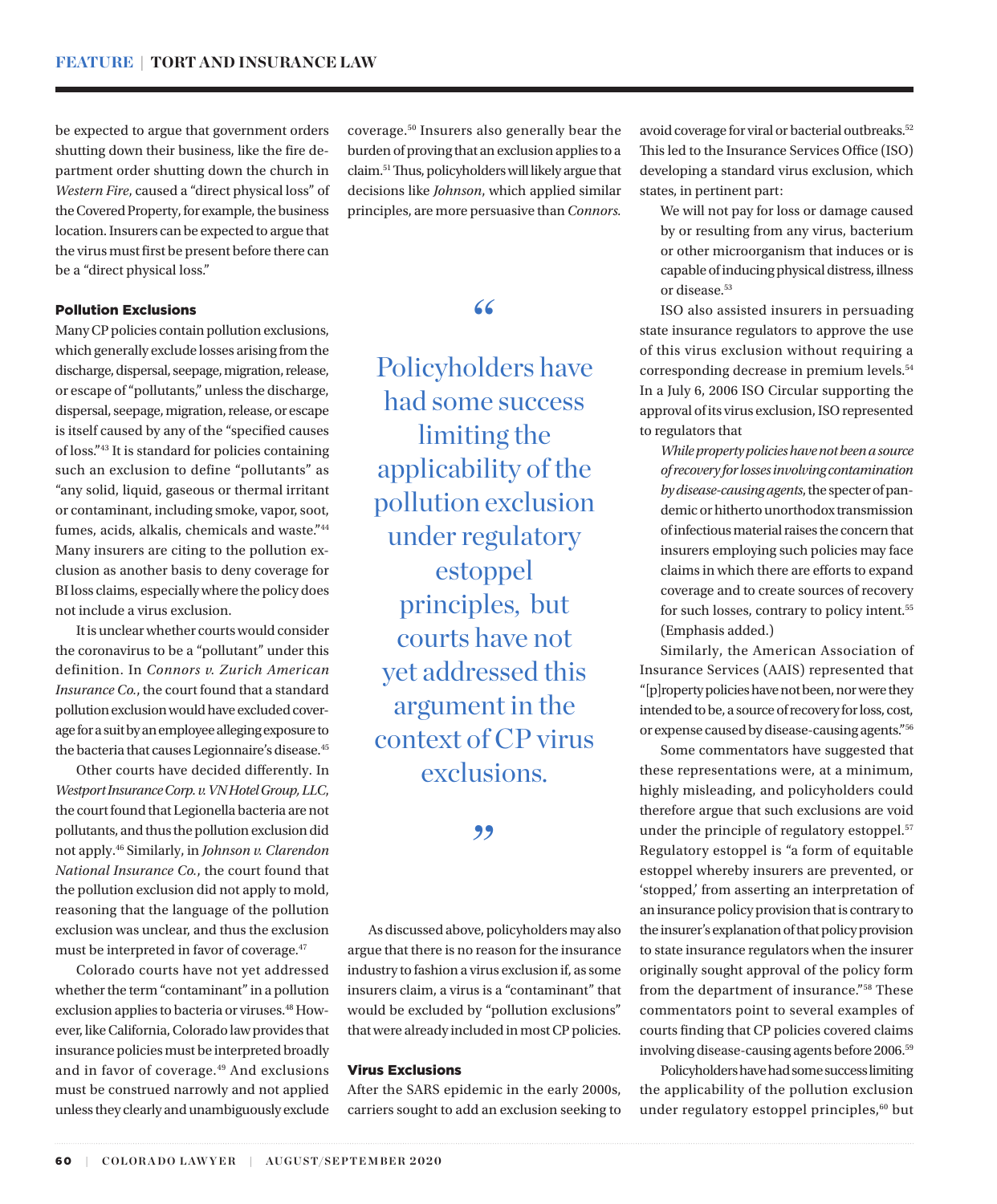be expected to argue that government orders shutting down their business, like the fire department order shutting down the church in *Western Fire*, caused a "direct physical loss" of the Covered Property, for example, the business location. Insurers can be expected to argue that the virus must first be present before there can be a "direct physical loss."

### Pollution Exclusions

Many CP policies contain pollution exclusions, which generally exclude losses arising from the discharge, dispersal, seepage, migration, release, or escape of "pollutants," unless the discharge, dispersal, seepage, migration, release, or escape is itself caused by any of the "specified causes of loss."[43] It is standard for policies containing such an exclusion to define "pollutants" as "any solid, liquid, gaseous or thermal irritant or contaminant, including smoke, vapor, soot, fumes, acids, alkalis, chemicals and waste."[44] Many insurers are citing to the pollution exclusion as another basis to deny coverage for BI loss claims, especially where the policy does not include a virus exclusion.

It is unclear whether courts would consider the coronavirus to be a "pollutant" under this definition. In *Connors v. Zurich American Insurance Co.*, the court found that a standard pollution exclusion would have excluded coverage for a suit by an employee alleging exposure to the bacteria that causes Legionnaire's disease.[45]

Other courts have decided differently. In *Westport Insurance Corp. v. VN Hotel Group, LLC*, the court found that Legionella bacteria are not pollutants, and thus the pollution exclusion did not apply.[46] Similarly, in *Johnson v. Clarendon National Insurance Co.*, the court found that the pollution exclusion did not apply to mold, reasoning that the language of the pollution exclusion was unclear, and thus the exclusion must be interpreted in favor of coverage.[47]

Colorado courts have not yet addressed whether the term "contaminant" in a pollution exclusion applies to bacteria or viruses.[48] However, like California, Colorado law provides that insurance policies must be interpreted broadly and in favor of coverage.[49] And exclusions must be construed narrowly and not applied unless they clearly and unambiguously exclude coverage.[50] Insurers also generally bear the burden of proving that an exclusion applies to a claim.[51] Thus, policyholders will likely argue that decisions like *Johnson*, which applied similar principles, are more persuasive than *Connors*.

> "Policyholders have had some success limiting the applicability of the pollution exclusion under regulatory estoppel principles, but courts have not yet addressed this argument in the context of CP virus exclusions."

As discussed above, policyholders may also argue that there is no reason for the insurance industry to fashion a virus exclusion if, as some insurers claim, a virus is a "contaminant" that would be excluded by "pollution exclusions" that were already included in most CP policies.

### Virus Exclusions

After the SARS epidemic in the early 2000s, carriers sought to add an exclusion seeking to avoid coverage for viral or bacterial outbreaks.[52] This led to the Insurance Services Office (ISO) developing a standard virus exclusion, which states, in pertinent part:

> We will not pay for loss or damage caused by or resulting from any virus, bacterium or other microorganism that induces or is capable of inducing physical distress, illness or disease.[53]

ISO also assisted insurers in persuading state insurance regulators to approve the use of this virus exclusion without requiring a corresponding decrease in premium levels.[54] In a July 6, 2006 ISO Circular supporting the approval of its virus exclusion, ISO represented to regulators that

> *While property policies have not been a source of recovery for losses involving contamination by disease-causing agents*, the specter of pandemic or hitherto unorthodox transmission of infectious material raises the concern that insurers employing such policies may face claims in which there are efforts to expand coverage and to create sources of recovery for such losses, contrary to policy intent.[55] (Emphasis added.)

Similarly, the American Association of Insurance Services (AAIS) represented that "[p]roperty policies have not been, nor were they intended to be, a source of recovery for loss, cost, or expense caused by disease-causing agents."[56]

Some commentators have suggested that these representations were, at a minimum, highly misleading, and policyholders could therefore argue that such exclusions are void under the principle of regulatory estoppel.[57] Regulatory estoppel is "a form of equitable estoppel whereby insurers are prevented, or 'stopped,' from asserting an interpretation of an insurance policy provision that is contrary to the insurer's explanation of that policy provision to state insurance regulators when the insurer originally sought approval of the policy form from the department of insurance."[58] These commentators point to several examples of courts finding that CP policies covered claims involving disease-causing agents before 2006.[59]

Policyholders have had some success limiting the applicability of the pollution exclusion under regulatory estoppel principles,[60] but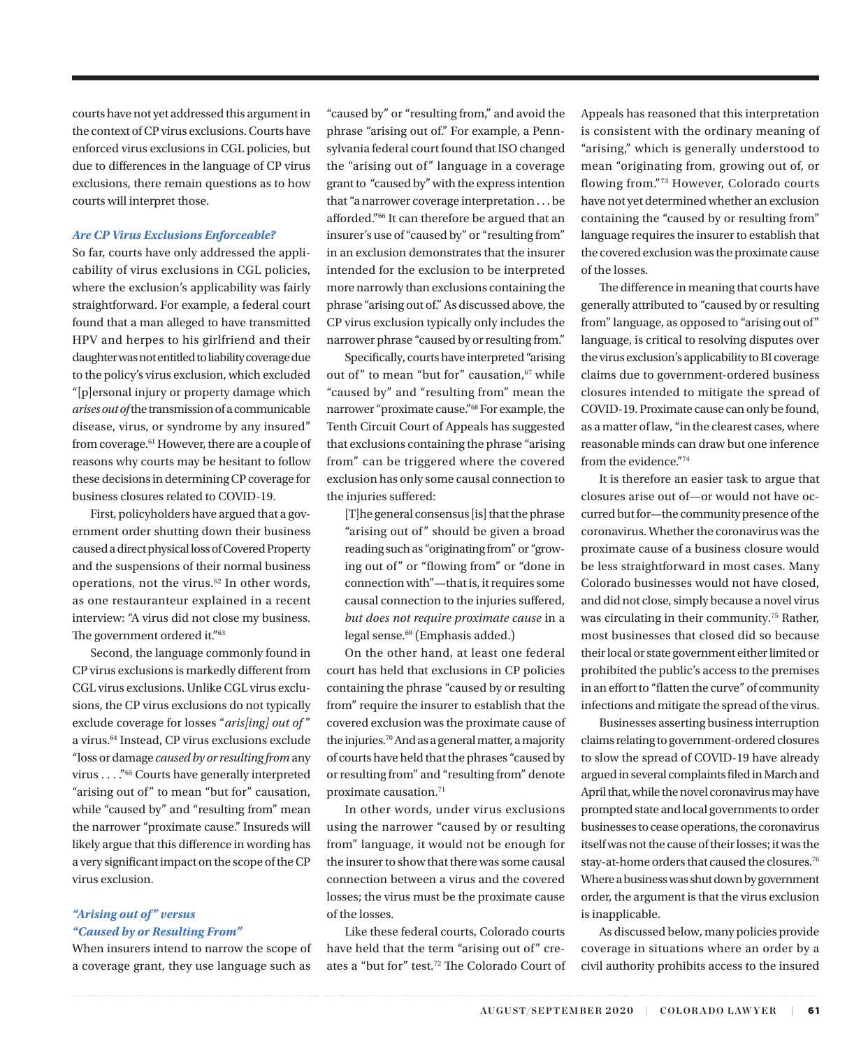courts have not yet addressed this argument in the context of CP virus exclusions. Courts have enforced virus exclusions in CGL policies, but due to differences in the language of CP virus exclusions, there remain questions as to how courts will interpret those.

### *Are CP Virus Exclusions Enforceable?*

So far, courts have only addressed the applicability of virus exclusions in CGL policies, where the exclusion's applicability was fairly straightforward. For example, a federal court found that a man alleged to have transmitted HPV and herpes to his girlfriend and their daughter was not entitled to liability coverage due to the policy's virus exclusion, which excluded "[p]ersonal injury or property damage which *arises out of* the transmission of a communicable disease, virus, or syndrome by any insured" from coverage.[61] However, there are a couple of reasons why courts may be hesitant to follow these decisions in determining CP coverage for business closures related to COVID-19.

First, policyholders have argued that a government order shutting down their business caused a direct physical loss of Covered Property and the suspensions of their normal business operations, not the virus.[62] In other words, as one restauranteur explained in a recent interview: "A virus did not close my business. The government ordered it."[63]

Second, the language commonly found in CP virus exclusions is markedly different from CGL virus exclusions. Unlike CGL virus exclusions, the CP virus exclusions do not typically exclude coverage for losses "*aris[ing] out of*" a virus.[64] Instead, CP virus exclusions exclude "loss or damage *caused by or resulting from* any virus . . . ."[65] Courts have generally interpreted "arising out of" to mean "but for" causation, while "caused by" and "resulting from" mean the narrower "proximate cause." Insureds will likely argue that this difference in wording has a very significant impact on the scope of the CP virus exclusion.

### *"Arising out of" versus "Caused by or Resulting From"*

When insurers intend to narrow the scope of a coverage grant, they use language such as "caused by" or "resulting from," and avoid the phrase "arising out of." For example, a Pennsylvania federal court found that ISO changed the "arising out of" language in a coverage grant to "caused by" with the express intention that "a narrower coverage interpretation . . . be afforded."[66] It can therefore be argued that an insurer's use of "caused by" or "resulting from" in an exclusion demonstrates that the insurer intended for the exclusion to be interpreted more narrowly than exclusions containing the phrase "arising out of." As discussed above, the CP virus exclusion typically only includes the narrower phrase "caused by or resulting from."

Specifically, courts have interpreted "arising out of" to mean "but for" causation,[67] while "caused by" and "resulting from" mean the narrower "proximate cause."[68] For example, the Tenth Circuit Court of Appeals has suggested that exclusions containing the phrase "arising from" can be triggered where the covered exclusion has only some causal connection to the injuries suffered:

> [T]he general consensus [is] that the phrase "arising out of" should be given a broad reading such as "originating from" or "growing out of" or "flowing from" or "done in connection with"—that is, it requires some causal connection to the injuries suffered, *but does not require proximate cause* in a legal sense.[69] (Emphasis added.)

On the other hand, at least one federal court has held that exclusions in CP policies containing the phrase "caused by or resulting from" require the insurer to establish that the covered exclusion was the proximate cause of the injuries.[70] And as a general matter, a majority of courts have held that the phrases "caused by or resulting from" and "resulting from" denote proximate causation.[71]

In other words, under virus exclusions using the narrower "caused by or resulting from" language, it would not be enough for the insurer to show that there was some causal connection between a virus and the covered losses; the virus must be the proximate cause of the losses.

Like these federal courts, Colorado courts have held that the term "arising out of" creates a "but for" test.[72] The Colorado Court of Appeals has reasoned that this interpretation is consistent with the ordinary meaning of "arising," which is generally understood to mean "originating from, growing out of, or flowing from."[73] However, Colorado courts have not yet determined whether an exclusion containing the "caused by or resulting from" language requires the insurer to establish that the covered exclusion was the proximate cause of the losses.

The difference in meaning that courts have generally attributed to "caused by or resulting from" language, as opposed to "arising out of" language, is critical to resolving disputes over the virus exclusion's applicability to BI coverage claims due to government-ordered business closures intended to mitigate the spread of COVID-19. Proximate cause can only be found, as a matter of law, "in the clearest cases, where reasonable minds can draw but one inference from the evidence."[74]

It is therefore an easier task to argue that closures arise out of—or would not have occurred but for—the community presence of the coronavirus. Whether the coronavirus was the proximate cause of a business closure would be less straightforward in most cases. Many Colorado businesses would not have closed, and did not close, simply because a novel virus was circulating in their community.[75] Rather, most businesses that closed did so because their local or state government either limited or prohibited the public's access to the premises in an effort to "flatten the curve" of community infections and mitigate the spread of the virus.

Businesses asserting business interruption claims relating to government-ordered closures to slow the spread of COVID-19 have already argued in several complaints filed in March and April that, while the novel coronavirus may have prompted state and local governments to order businesses to cease operations, the coronavirus itself was not the cause of their losses; it was the stay-at-home orders that caused the closures.[76] Where a business was shut down by government order, the argument is that the virus exclusion is inapplicable.

As discussed below, many policies provide coverage in situations where an order by a civil authority prohibits access to the insured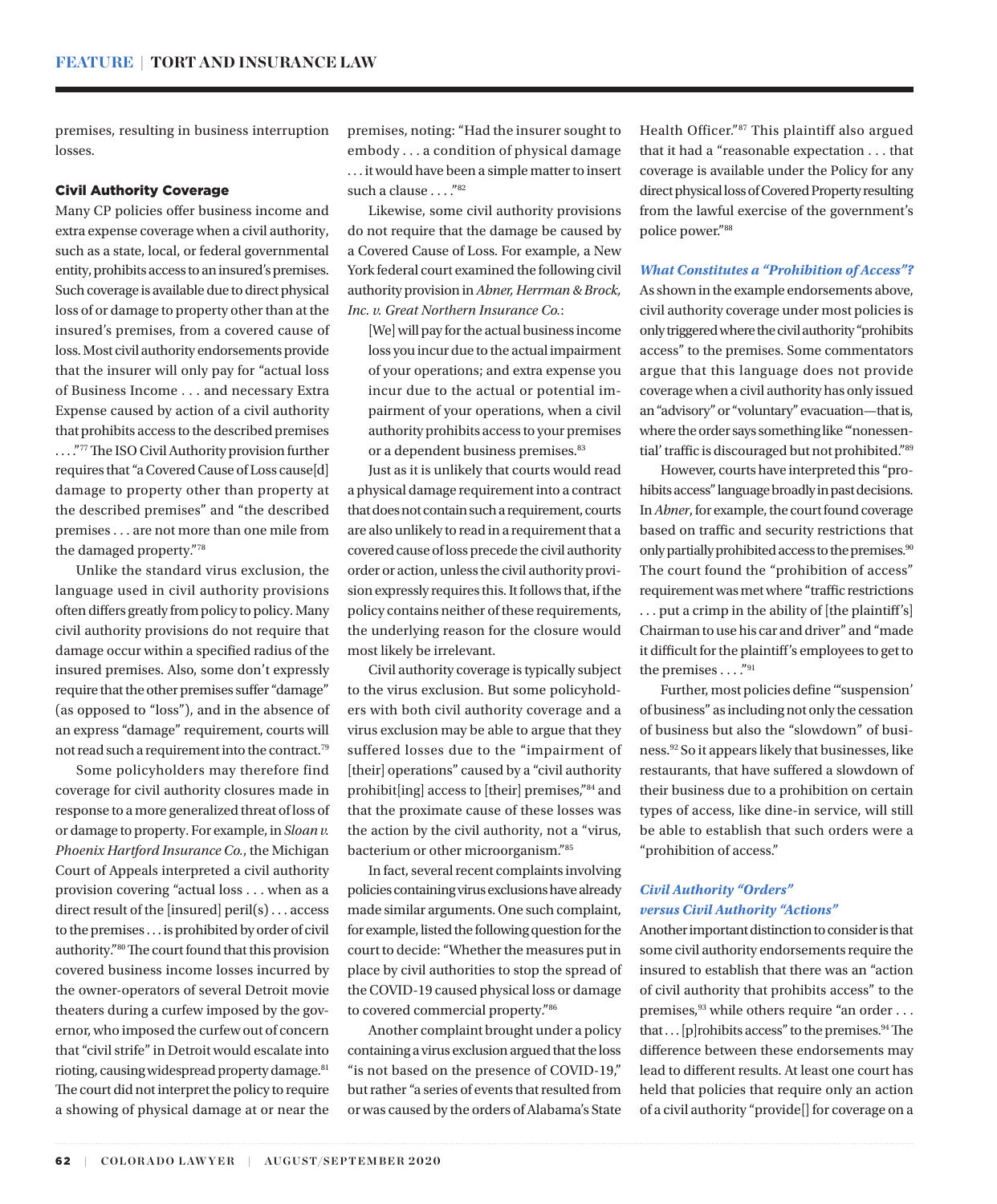premises, resulting in business interruption losses.

### Civil Authority Coverage

Many CP policies offer business income and extra expense coverage when a civil authority, such as a state, local, or federal governmental entity, prohibits access to an insured's premises. Such coverage is available due to direct physical loss of or damage to property other than at the insured's premises, from a covered cause of loss. Most civil authority endorsements provide that the insurer will only pay for "actual loss of Business Income . . . and necessary Extra Expense caused by action of a civil authority that prohibits access to the described premises . . . ."[77] The ISO Civil Authority provision further requires that "a Covered Cause of Loss cause[d] damage to property other than property at the described premises" and "the described premises . . . are not more than one mile from the damaged property."[78]

Unlike the standard virus exclusion, the language used in civil authority provisions often differs greatly from policy to policy. Many civil authority provisions do not require that damage occur within a specified radius of the insured premises. Also, some don't expressly require that the other premises suffer "damage" (as opposed to "loss"), and in the absence of an express "damage" requirement, courts will not read such a requirement into the contract.[79]

Some policyholders may therefore find coverage for civil authority closures made in response to a more generalized threat of loss of or damage to property. For example, in *Sloan v. Phoenix Hartford Insurance Co.*, the Michigan Court of Appeals interpreted a civil authority provision covering "actual loss . . . when as a direct result of the [insured] peril(s) . . . access to the premises . . . is prohibited by order of civil authority."[80] The court found that this provision covered business income losses incurred by the owner-operators of several Detroit movie theaters during a curfew imposed by the governor, who imposed the curfew out of concern that "civil strife" in Detroit would escalate into rioting, causing widespread property damage.[81] The court did not interpret the policy to require a showing of physical damage at or near the premises, noting: "Had the insurer sought to embody . . . a condition of physical damage . . . it would have been a simple matter to insert such a clause . . . ."[82]

Likewise, some civil authority provisions do not require that the damage be caused by a Covered Cause of Loss. For example, a New York federal court examined the following civil authority provision in *Abner, Herrman & Brock, Inc. v. Great Northern Insurance Co.*:

> [We] will pay for the actual business income loss you incur due to the actual impairment of your operations; and extra expense you incur due to the actual or potential impairment of your operations, when a civil authority prohibits access to your premises or a dependent business premises.[83]

Just as it is unlikely that courts would read a physical damage requirement into a contract that does not contain such a requirement, courts are also unlikely to read in a requirement that a covered cause of loss precede the civil authority order or action, unless the civil authority provision expressly requires this. It follows that, if the policy contains neither of these requirements, the underlying reason for the closure would most likely be irrelevant.

Civil authority coverage is typically subject to the virus exclusion. But some policyholders with both civil authority coverage and a virus exclusion may be able to argue that they suffered losses due to the "impairment of [their] operations" caused by a "civil authority prohibit[ing] access to [their] premises,"[84] and that the proximate cause of these losses was the action by the civil authority, not a "virus, bacterium or other microorganism."[85]

In fact, several recent complaints involving policies containing virus exclusions have already made similar arguments. One such complaint, for example, listed the following question for the court to decide: "Whether the measures put in place by civil authorities to stop the spread of the COVID-19 caused physical loss or damage to covered commercial property."[86]

Another complaint brought under a policy containing a virus exclusion argued that the loss "is not based on the presence of COVID-19," but rather "a series of events that resulted from or was caused by the orders of Alabama's State Health Officer."[87] This plaintiff also argued that it had a "reasonable expectation . . . that coverage is available under the Policy for any direct physical loss of Covered Property resulting from the lawful exercise of the government's police power."[88]

#### *What Constitutes a "Prohibition of Access"?*

As shown in the example endorsements above, civil authority coverage under most policies is only triggered where the civil authority "prohibits access" to the premises. Some commentators argue that this language does not provide coverage when a civil authority has only issued an "advisory" or "voluntary" evacuation—that is, where the order says something like "'nonessential' traffic is discouraged but not prohibited."[89]

However, courts have interpreted this "prohibits access" language broadly in past decisions. In *Abner*, for example, the court found coverage based on traffic and security restrictions that only partially prohibited access to the premises.[90] The court found the "prohibition of access" requirement was met where "traffic restrictions . . . put a crimp in the ability of [the plaintiff's] Chairman to use his car and driver" and "made it difficult for the plaintiff's employees to get to the premises . . . ."[91]

Further, most policies define "'suspension' of business" as including not only the cessation of business but also the "slowdown" of business.[92] So it appears likely that businesses, like restaurants, that have suffered a slowdown of their business due to a prohibition on certain types of access, like dine-in service, will still be able to establish that such orders were a "prohibition of access."

#### *Civil Authority "Orders" versus Civil Authority "Actions"*

Another important distinction to consider is that some civil authority endorsements require the insured to establish that there was an "action of civil authority that prohibits access" to the premises,[93] while others require "an order . . . that . . . [p]rohibits access" to the premises.[94] The difference between these endorsements may lead to different results. At least one court has held that policies that require only an action of a civil authority "provide[] for coverage on a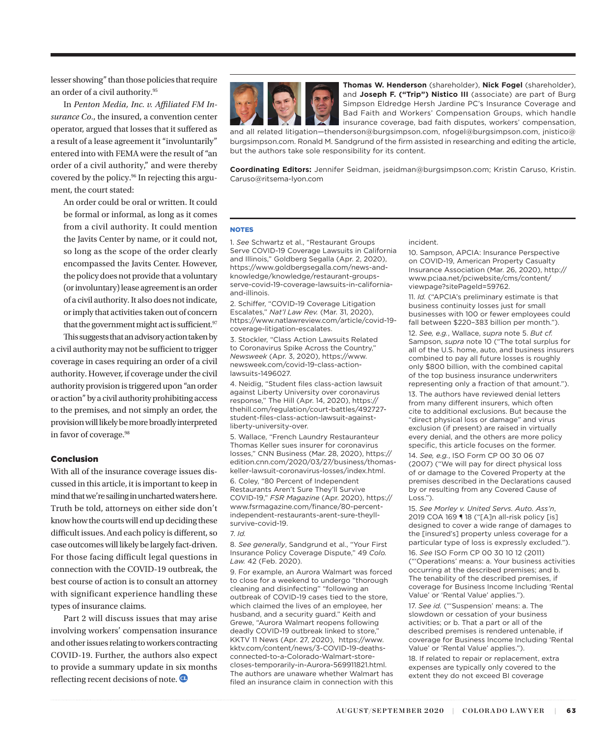lesser showing" than those policies that require an order of a civil authority.[95]

In *Penton Media, Inc. v. Affiliated FM Insurance Co.*, the insured, a convention center operator, argued that losses that it suffered as a result of a lease agreement it "involuntarily" entered into with FEMA were the result of "an order of a civil authority," and were thereby covered by the policy.[96] In rejecting this argument, the court stated:

> An order could be oral or written. It could be formal or informal, as long as it comes from a civil authority. It could mention the Javits Center by name, or it could not, so long as the scope of the order clearly encompassed the Javits Center. However, the policy does not provide that a voluntary (or involuntary) lease agreement is an order of a civil authority. It also does not indicate, or imply that activities taken out of concern that the government might act is sufficient.[97]

This suggests that an advisory action taken by a civil authority may not be sufficient to trigger coverage in cases requiring an order of a civil authority. However, if coverage under the civil authority provision is triggered upon "an order or action" by a civil authority prohibiting access to the premises, and not simply an order, the provision will likely be more broadly interpreted in favor of coverage.[98]

## Conclusion

With all of the insurance coverage issues discussed in this article, it is important to keep in mind that we're sailing in uncharted waters here. Truth be told, attorneys on either side don't know how the courts will end up deciding these difficult issues. And each policy is different, so case outcomes will likely be largely fact-driven. For those facing difficult legal questions in connection with the COVID-19 outbreak, the best course of action is to consult an attorney with significant experience handling these types of insurance claims.

Part 2 will discuss issues that may arise involving workers' compensation insurance and other issues relating to workers contracting COVID-19. Further, the authors also expect to provide a summary update in six months reflecting recent decisions of note.

**Thomas W. Henderson** (shareholder), **Nick Fogel** (shareholder), and **Joseph F. ("Trip") Nistico III** (associate) are part of Burg Simpson Eldredge Hersh Jardine PC's Insurance Coverage and Bad Faith and Workers' Compensation Groups, which handle insurance coverage, bad faith disputes, workers' compensation, and all related litigation—thenderson@burgsimpson.com, nfogel@burgsimpson.com, jnistico@burgsimpson.com. Ronald M. Sandgrund of the firm assisted in researching and editing the article, but the authors take sole responsibility for its content.

**Coordinating Editors:** Jennifer Seidman, jseidman@burgsimpson.com; Kristin Caruso, Kristin.Caruso@ritsema-lyon.com

### NOTES

1. *See* Schwartz et al., "Restaurant Groups Serve COVID-19 Coverage Lawsuits in California and Illinois," Goldberg Segalla (Apr. 2, 2020), https://www.goldbergsegalla.com/news-and-knowledge/knowledge/restaurant-groups-serve-covid-19-coverage-lawsuits-in-california-and-illinois.

2. Schiffer, "COVID-19 Coverage Litigation Escalates," *Nat'l Law Rev.* (Mar. 31, 2020), https://www.natlawreview.com/article/covid-19-coverage-litigation-escalates.

3. Stockler, "Class Action Lawsuits Related to Coronavirus Spike Across the Country," *Newsweek* (Apr. 3, 2020), https://www.newsweek.com/covid-19-class-action-lawsuits-1496027.

4. Neidig, "Student files class-action lawsuit against Liberty University over coronavirus response," The Hill (Apr. 14, 2020), https://thehill.com/regulation/court-battles/492727-student-files-class-action-lawsuit-against-liberty-university-over.

5. Wallace, "French Laundry Restauranteur Thomas Keller sues insurer for coronavirus losses," CNN Business (Mar. 28, 2020), https://edition.cnn.com/2020/03/27/business/thomas-keller-lawsuit-coronavirus-losses/index.html.

6. Coley, "80 Percent of Independent Restaurants Aren't Sure They'll Survive COVID-19," *FSR Magazine* (Apr. 2020), https://www.fsrmagazine.com/finance/80-percent-independent-restaurants-arent-sure-theyll-survive-covid-19.

7. *Id.*

8. *See generally*, Sandgrund et al., "Your First Insurance Policy Coverage Dispute," 49 *Colo. Law.* 42 (Feb. 2020).

9. For example, an Aurora Walmart was forced to close for a weekend to undergo "thorough cleaning and disinfecting" "following an outbreak of COVID-19 cases tied to the store, which claimed the lives of an employee, her husband, and a security guard." Keith and Grewe, "Aurora Walmart reopens following deadly COVID-19 outbreak linked to store," KKTV 11 News (Apr. 27, 2020), https://www.kktv.com/content/news/3-COVID-19-deaths-connected-to-a-Colorado-Walmart-store-closes-temporarily-in-Aurora-569911821.html. The authors are unaware whether Walmart has filed an insurance claim in connection with this incident.

10. Sampson, APCIA: Insurance Perspective on COVID-19, American Property Casualty Insurance Association (Mar. 26, 2020), http://www.pciaa.net/pciwebsite/cms/content/viewpage?sitePageId=59762.

11. *Id.* ("APCIA's preliminary estimate is that business continuity losses just for small businesses with 100 or fewer employees could fall between $220–383 billion per month.").

12. *See, e.g.*, Wallace, *supra* note 5. *But cf.* Sampson, *supra* note 10 ("The total surplus for all of the U.S. home, auto, and business insurers combined to pay all future losses is roughly only $800 billion, with the combined capital of the top business insurance underwriters representing only a fraction of that amount.").

13. The authors have reviewed denial letters from many different insurers, which often cite to additional exclusions. But because the "direct physical loss or damage" and virus exclusion (if present) are raised in virtually every denial, and the others are more policy specific, this article focuses on the former.

14. *See, e.g.*, ISO Form CP 00 30 06 07 (2007) ("We will pay for direct physical loss of or damage to the Covered Property at the premises described in the Declarations caused by or resulting from any Covered Cause of Loss.").

15. *See Morley v. United Servs. Auto. Ass'n*, 2019 COA 169 ¶ 18 ("[A]n all-risk policy [is] designed to cover a wide range of damages to the [insured's] property unless coverage for a particular type of loss is expressly excluded.").

16. *See* ISO Form CP 00 30 10 12 (2011) ("'Operations' means: a. Your business activities occurring at the described premises; and b. The tenability of the described premises, if coverage for Business Income Including 'Rental Value' or 'Rental Value' applies.").

17. *See id.* ("'Suspension' means: a. The slowdown or cessation of your business activities; or b. That a part or all of the described premises is rendered untenable, if coverage for Business Income Including 'Rental Value' or 'Rental Value' applies.").

18. If related to repair or replacement, extra expenses are typically only covered to the extent they do not exceed BI coverage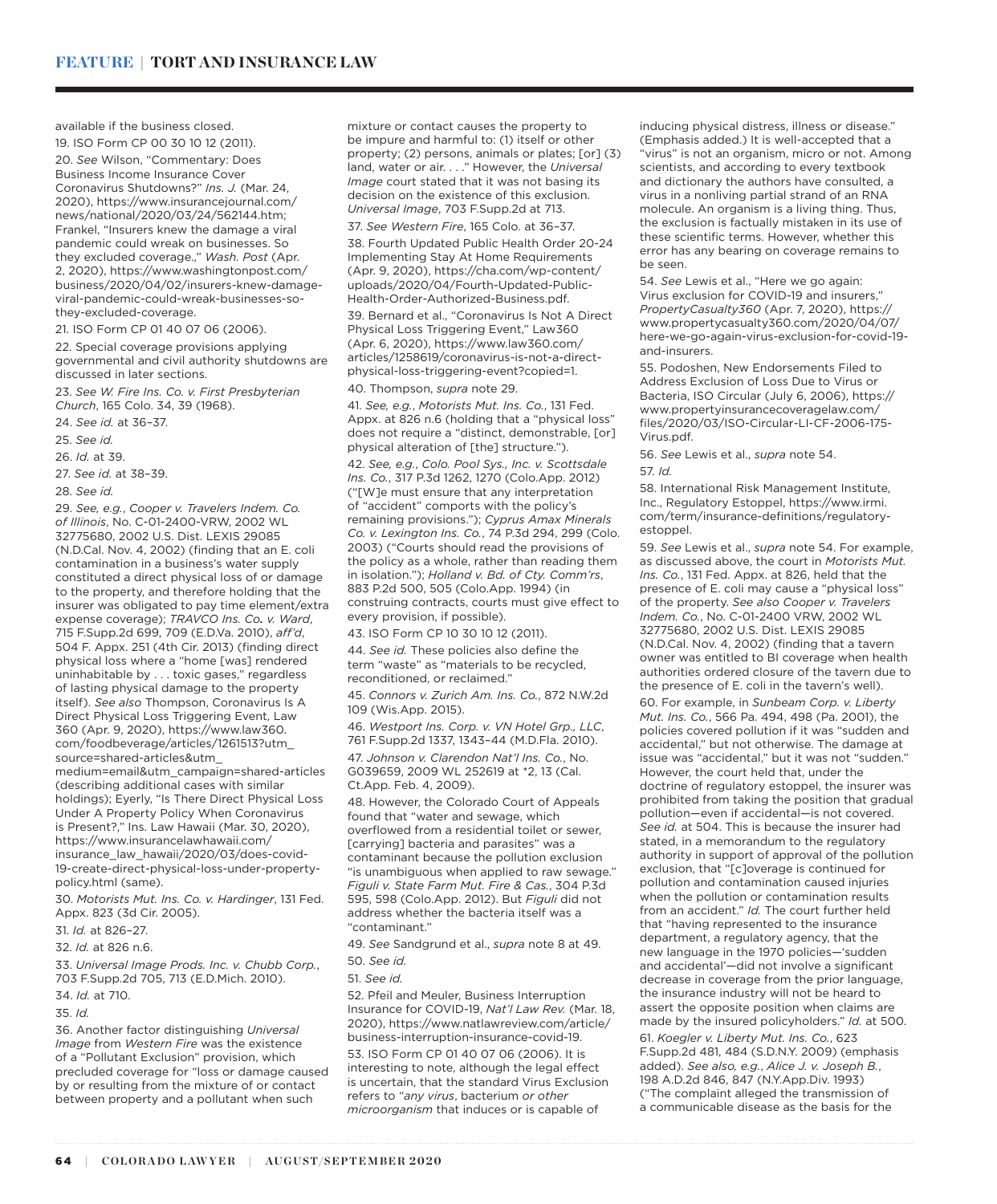available if the business closed.

19. ISO Form CP 00 30 10 12 (2011).

20. *See* Wilson, "Commentary: Does Business Income Insurance Cover Coronavirus Shutdowns?" *Ins. J.* (Mar. 24, 2020), https://www.insurancejournal.com/news/national/2020/03/24/562144.htm; Frankel, "Insurers knew the damage a viral pandemic could wreak on businesses. So they excluded coverage.," *Wash. Post* (Apr. 2, 2020), https://www.washingtonpost.com/business/2020/04/02/insurers-knew-damage-viral-pandemic-could-wreak-businesses-so-they-excluded-coverage.

21. ISO Form CP 01 40 07 06 (2006).

22. Special coverage provisions applying governmental and civil authority shutdowns are discussed in later sections.

23. *See W. Fire Ins. Co. v. First Presbyterian Church*, 165 Colo. 34, 39 (1968).

24. *See id.* at 36–37.

25. *See id.*

26. *Id.* at 39.

27. *See id.* at 38–39.

28. *See id.*

29. *See, e.g.*, *Cooper v. Travelers Indem. Co. of Illinois*, No. C-01-2400-VRW, 2002 WL 32775680, 2002 U.S. Dist. LEXIS 29085 (N.D.Cal. Nov. 4, 2002) (finding that an E. coli contamination in a business's water supply constituted a direct physical loss of or damage to the property, and therefore holding that the insurer was obligated to pay time element/extra expense coverage); *TRAVCO Ins. Co. v. Ward*, 715 F.Supp.2d 699, 709 (E.D.Va. 2010), *aff'd*, 504 F. Appx. 251 (4th Cir. 2013) (finding direct physical loss where a "home [was] rendered uninhabitable by . . . toxic gases," regardless of lasting physical damage to the property itself). *See also* Thompson, Coronavirus Is A Direct Physical Loss Triggering Event, Law 360 (Apr. 9, 2020), https://www.law360.com/foodbeverage/articles/1261513?utm_source=shared-articles&utm_medium=email&utm_campaign=shared-articles (describing additional cases with similar holdings); Eyerly, "Is There Direct Physical Loss Under A Property Policy When Coronavirus is Present?," Ins. Law Hawaii (Mar. 30, 2020), https://www.insurancelawhawaii.com/insurance_law_hawaii/2020/03/does-covid-19-create-direct-physical-loss-under-property-policy.html (same).

30. *Motorists Mut. Ins. Co. v. Hardinger*, 131 Fed. Appx. 823 (3d Cir. 2005).

31. *Id.* at 826–27.

32. *Id.* at 826 n.6.

33. *Universal Image Prods. Inc. v. Chubb Corp.*, 703 F.Supp.2d 705, 713 (E.D.Mich. 2010).

34. *Id.* at 710.

35. *Id.*

36. Another factor distinguishing *Universal Image* from *Western Fire* was the existence of a "Pollutant Exclusion" provision, which precluded coverage for "loss or damage caused by or resulting from the mixture of or contact between property and a pollutant when such mixture or contact causes the property to be impure and harmful to: (1) itself or other property; (2) persons, animals or plates; [or] (3) land, water or air. . . ." However, the *Universal Image* court stated that it was not basing its decision on the existence of this exclusion. *Universal Image*, 703 F.Supp.2d at 713.

37. *See Western Fire*, 165 Colo. at 36–37.

38. Fourth Updated Public Health Order 20-24 Implementing Stay At Home Requirements (Apr. 9, 2020), https://cha.com/wp-content/uploads/2020/04/Fourth-Updated-Public-Health-Order-Authorized-Business.pdf.

39. Bernard et al., "Coronavirus Is Not A Direct Physical Loss Triggering Event," Law360 (Apr. 6, 2020), https://www.law360.com/articles/1258619/coronavirus-is-not-a-direct-physical-loss-triggering-event?copied=1.

40. Thompson, *supra* note 29.

41. *See, e.g.*, *Motorists Mut. Ins. Co.*, 131 Fed. Appx. at 826 n.6 (holding that a "physical loss" does not require a "distinct, demonstrable, [or] physical alteration of [the] structure.").

42. *See, e.g.*, *Colo. Pool Sys., Inc. v. Scottsdale Ins. Co.*, 317 P.3d 1262, 1270 (Colo.App. 2012) ("[W]e must ensure that any interpretation of "accident" comports with the policy's remaining provisions."); *Cyprus Amax Minerals Co. v. Lexington Ins. Co.*, 74 P.3d 294, 299 (Colo. 2003) ("Courts should read the provisions of the policy as a whole, rather than reading them in isolation."); *Holland v. Bd. of Cty. Comm'rs*, 883 P.2d 500, 505 (Colo.App. 1994) (in construing contracts, courts must give effect to every provision, if possible).

43. ISO Form CP 10 30 10 12 (2011).

44. *See id.* These policies also define the term "waste" as "materials to be recycled, reconditioned, or reclaimed."

45. *Connors v. Zurich Am. Ins. Co.*, 872 N.W.2d 109 (Wis.App. 2015).

46. *Westport Ins. Corp. v. VN Hotel Grp., LLC*, 761 F.Supp.2d 1337, 1343–44 (M.D.Fla. 2010).

47. *Johnson v. Clarendon Nat'l Ins. Co.*, No. G039659, 2009 WL 252619 at *2, 13 (Cal. Ct.App. Feb. 4, 2009).

48. However, the Colorado Court of Appeals found that "water and sewage, which overflowed from a residential toilet or sewer, [carrying] bacteria and parasites" was a contaminant because the pollution exclusion "is unambiguous when applied to raw sewage." *Figuli v. State Farm Mut. Fire & Cas.*, 304 P.3d 595, 598 (Colo.App. 2012). But *Figuli* did not address whether the bacteria itself was a "contaminant."

49. *See* Sandgrund et al., *supra* note 8 at 49.

50. *See id.*

51. *See id.*

52. Pfeil and Meuler, Business Interruption Insurance for COVID-19, *Nat'l Law Rev.* (Mar. 18, 2020), https://www.natlawreview.com/article/business-interruption-insurance-covid-19.

53. ISO Form CP 01 40 07 06 (2006). It is interesting to note, although the legal effect is uncertain, that the standard Virus Exclusion refers to "*any virus*, bacterium *or other microorganism* that induces or is capable of inducing physical distress, illness or disease." (Emphasis added.) It is well-accepted that a "virus" is not an organism, micro or not. Among scientists, and according to every textbook and dictionary the authors have consulted, a virus in a nonliving partial strand of an RNA molecule. An organism is a living thing. Thus, the exclusion is factually mistaken in its use of these scientific terms. However, whether this error has any bearing on coverage remains to be seen.

54. *See* Lewis et al., "Here we go again: Virus exclusion for COVID-19 and insurers," *PropertyCasualty360* (Apr. 7, 2020), https://www.propertycasualty360.com/2020/04/07/here-we-go-again-virus-exclusion-for-covid-19-and-insurers.

55. Podoshen, New Endorsements Filed to Address Exclusion of Loss Due to Virus or Bacteria, ISO Circular (July 6, 2006), https://www.propertyinsurancecoveragelaw.com/files/2020/03/ISO-Circular-LI-CF-2006-175-Virus.pdf.

56. *See* Lewis et al., *supra* note 54.

57. *Id.*

58. International Risk Management Institute, Inc., Regulatory Estoppel, https://www.irmi.com/term/insurance-definitions/regulatory-estoppel.

59. *See* Lewis et al., *supra* note 54. For example, as discussed above, the court in *Motorists Mut. Ins. Co.*, 131 Fed. Appx. at 826, held that the presence of E. coli may cause a "physical loss" of the property. *See also Cooper v. Travelers Indem. Co.*, No. C-01-2400 VRW, 2002 WL 32775680, 2002 U.S. Dist. LEXIS 29085 (N.D.Cal. Nov. 4, 2002) (finding that a tavern owner was entitled to BI coverage when health authorities ordered closure of the tavern due to the presence of E. coli in the tavern's well).

60. For example, in *Sunbeam Corp. v. Liberty Mut. Ins. Co.*, 566 Pa. 494, 498 (Pa. 2001), the policies covered pollution if it was "sudden and accidental," but not otherwise. The damage at issue was "accidental," but it was not "sudden." However, the court held that, under the doctrine of regulatory estoppel, the insurer was prohibited from taking the position that gradual pollution—even if accidental—is not covered. *See id.* at 504. This is because the insurer had stated, in a memorandum to the regulatory authority in support of approval of the pollution exclusion, that "[c]overage is continued for pollution and contamination caused injuries when the pollution or contamination results from an accident." *Id.* The court further held that "having represented to the insurance department, a regulatory agency, that the new language in the 1970 policies—'sudden and accidental'—did not involve a significant decrease in coverage from the prior language, the insurance industry will not be heard to assert the opposite position when claims are made by the insured policyholders." *Id.* at 500.

61. *Koegler v. Liberty Mut. Ins. Co.*, 623 F.Supp.2d 481, 484 (S.D.N.Y. 2009) (emphasis added). *See also, e.g.*, *Alice J. v. Joseph B.*, 198 A.D.2d 846, 847 (N.Y.App.Div. 1993) ("The complaint alleged the transmission of a communicable disease as the basis for the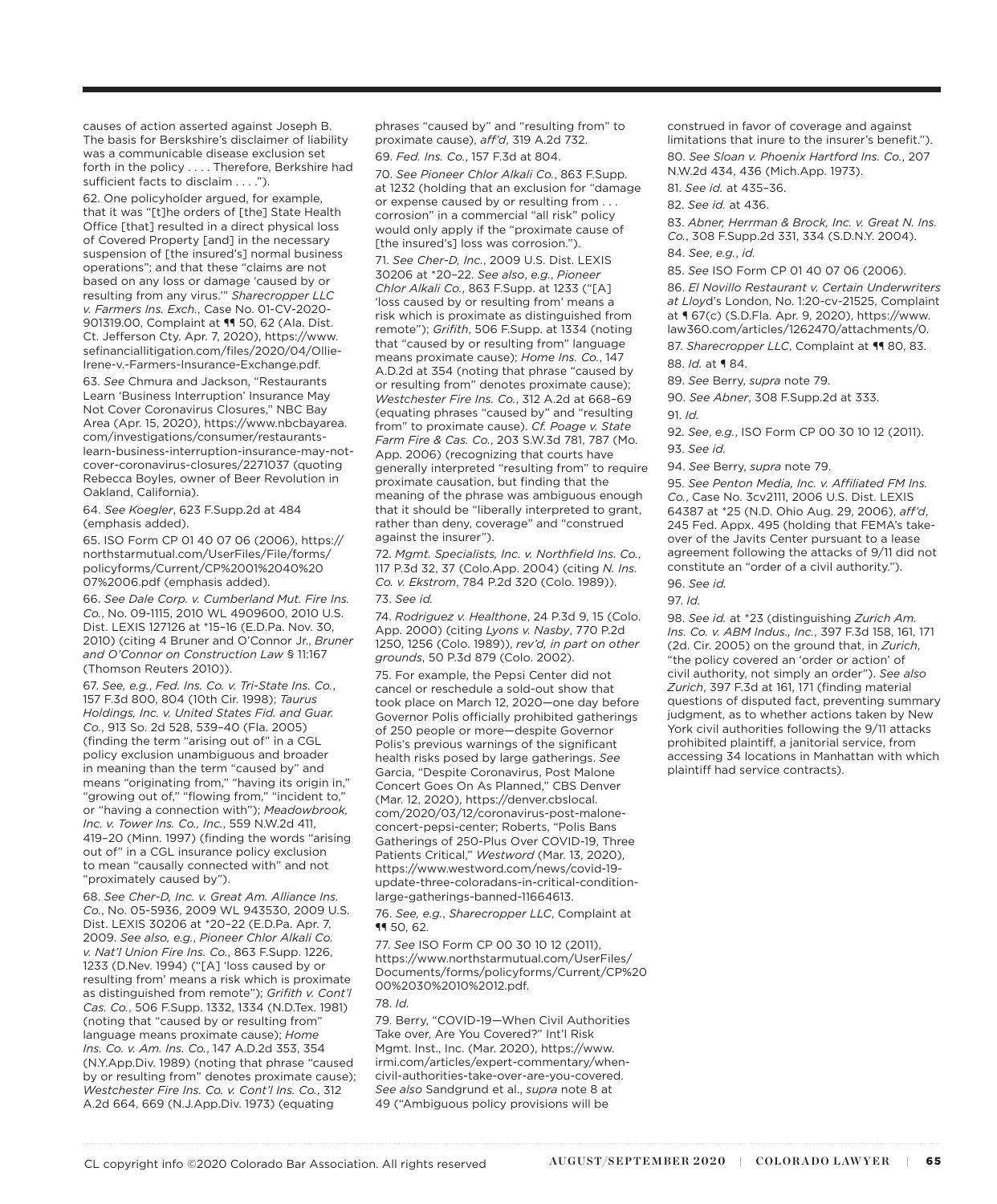causes of action asserted against Joseph B. The basis for Berskshire's disclaimer of liability was a communicable disease exclusion set forth in the policy . . . . Therefore, Berkshire had sufficient facts to disclaim . . . .").

62. One policyholder argued, for example, that it was "[t]he orders of [the] State Health Office [that] resulted in a direct physical loss of Covered Property [and] in the necessary suspension of [the insured's] normal business operations"; and that these "claims are not based on any loss or damage 'caused by or resulting from any virus.'" *Sharecropper LLC v. Farmers Ins. Exch.*, Case No. 01-CV-2020-901319.00, Complaint at ¶¶ 50, 62 (Ala. Dist. Ct. Jefferson Cty. Apr. 7, 2020), https://www.sefinanciallitigation.com/files/2020/04/Ollie-Irene-v.-Farmers-Insurance-Exchange.pdf.

63. *See* Chmura and Jackson, "Restaurants Learn 'Business Interruption' Insurance May Not Cover Coronavirus Closures," NBC Bay Area (Apr. 15, 2020), https://www.nbcbayarea.com/investigations/consumer/restaurants-learn-business-interruption-insurance-may-not-cover-coronavirus-closures/2271037 (quoting Rebecca Boyles, owner of Beer Revolution in Oakland, California).

64. *See Koegler*, 623 F.Supp.2d at 484 (emphasis added).

65. ISO Form CP 01 40 07 06 (2006), https://northstarmutual.com/UserFiles/File/forms/policyforms/Current/CP%2001%2040%2007%2006.pdf (emphasis added).

66. *See Dale Corp. v. Cumberland Mut. Fire Ins. Co.*, No. 09-1115, 2010 WL 4909600, 2010 U.S. Dist. LEXIS 127126 at *15–16 (E.D.Pa. Nov. 30, 2010) (citing 4 Bruner and O'Connor Jr., *Bruner and O'Connor on Construction Law* § 11:167 (Thomson Reuters 2010)).

67. *See, e.g.*, *Fed. Ins. Co. v. Tri-State Ins. Co.*, 157 F.3d 800, 804 (10th Cir. 1998); *Taurus Holdings, Inc. v. United States Fid. and Guar. Co.*, 913 So. 2d 528, 539–40 (Fla. 2005) (finding the term "arising out of" in a CGL policy exclusion unambiguous and broader in meaning than the term "caused by" and means "originating from," "having its origin in," "growing out of," "flowing from," "incident to," or "having a connection with"); *Meadowbrook, Inc. v. Tower Ins. Co., Inc.*, 559 N.W.2d 411, 419–20 (Minn. 1997) (finding the words "arising out of" in a CGL insurance policy exclusion to mean "causally connected with" and not "proximately caused by").

68. *See Cher-D, Inc. v. Great Am. Alliance Ins. Co.*, No. 05-5936, 2009 WL 943530, 2009 U.S. Dist. LEXIS 30206 at *20–22 (E.D.Pa. Apr. 7, 2009. *See also, e.g.*, *Pioneer Chlor Alkali Co. v. Nat'l Union Fire Ins. Co.*, 863 F.Supp. 1226, 1233 (D.Nev. 1994) ("[A] 'loss caused by or resulting from' means a risk which is proximate as distinguished from remote"); *Grifith v. Cont'l Cas. Co.*, 506 F.Supp. 1332, 1334 (N.D.Tex. 1981) (noting that "caused by or resulting from" language means proximate cause); *Home Ins. Co. v. Am. Ins. Co.*, 147 A.D.2d 353, 354 (N.Y.App.Div. 1989) (noting that phrase "caused by or resulting from" denotes proximate cause); *Westchester Fire Ins. Co. v. Cont'l Ins. Co.*, 312 A.2d 664, 669 (N.J.App.Div. 1973) (equating phrases "caused by" and "resulting from" to proximate cause), *aff'd*, 319 A.2d 732.

69. *Fed. Ins. Co.*, 157 F.3d at 804.

70. *See Pioneer Chlor Alkali Co.*, 863 F.Supp. at 1232 (holding that an exclusion for "damage or expense caused by or resulting from . . . corrosion" in a commercial "all risk" policy would only apply if the "proximate cause of [the insured's] loss was corrosion.").

71. *See Cher-D, Inc.*, 2009 U.S. Dist. LEXIS 30206 at *20–22. *See also*, *e.g.*, *Pioneer Chlor Alkali Co.*, 863 F.Supp. at 1233 ("[A] 'loss caused by or resulting from' means a risk which is proximate as distinguished from remote"); *Grifith*, 506 F.Supp. at 1334 (noting that "caused by or resulting from" language means proximate cause); *Home Ins. Co.*, 147 A.D.2d at 354 (noting that phrase "caused by or resulting from" denotes proximate cause); *Westchester Fire Ins. Co.*, 312 A.2d at 668–69 (equating phrases "caused by" and "resulting from" to proximate cause). *Cf. Poage v. State Farm Fire & Cas. Co.*, 203 S.W.3d 781, 787 (Mo. App. 2006) (recognizing that courts have generally interpreted "resulting from" to require proximate causation, but finding that the meaning of the phrase was ambiguous enough that it should be "liberally interpreted to grant, rather than deny, coverage" and "construed against the insurer").

72. *Mgmt. Specialists, Inc. v. Northfield Ins. Co.*, 117 P.3d 32, 37 (Colo.App. 2004) (citing *N. Ins. Co. v. Ekstrom*, 784 P.2d 320 (Colo. 1989)).

73. *See id.*

74. *Rodriguez v. Healthone*, 24 P.3d 9, 15 (Colo. App. 2000) (citing *Lyons v. Nasby*, 770 P.2d 1250, 1256 (Colo. 1989)), *rev'd, in part on other grounds*, 50 P.3d 879 (Colo. 2002).

75. For example, the Pepsi Center did not cancel or reschedule a sold-out show that took place on March 12, 2020—one day before Governor Polis officially prohibited gatherings of 250 people or more—despite Governor Polis's previous warnings of the significant health risks posed by large gatherings. *See* Garcia, "Despite Coronavirus, Post Malone Concert Goes On As Planned," CBS Denver (Mar. 12, 2020), https://denver.cbslocal.com/2020/03/12/coronavirus-post-malone-concert-pepsi-center; Roberts, "Polis Bans Gatherings of 250-Plus Over COVID-19, Three Patients Critical," *Westword* (Mar. 13, 2020), https://www.westword.com/news/covid-19-update-three-coloradans-in-critical-condition-large-gatherings-banned-11664613.

76. *See, e.g.*, *Sharecropper LLC*, Complaint at ¶¶ 50, 62.

77. *See* ISO Form CP 00 30 10 12 (2011), https://www.northstarmutual.com/UserFiles/Documents/forms/policyforms/Current/CP%2000%2030%2010%2012.pdf.

78. *Id.*

79. Berry, "COVID-19—When Civil Authorities Take over, Are You Covered?" Int'l Risk Mgmt. Inst., Inc. (Mar. 2020), https://www.irmi.com/articles/expert-commentary/when-civil-authorities-take-over-are-you-covered. *See also* Sandgrund et al., *supra* note 8 at 49 ("Ambiguous policy provisions will be construed in favor of coverage and against limitations that inure to the insurer's benefit.").

80. *See Sloan v. Phoenix Hartford Ins. Co.*, 207 N.W.2d 434, 436 (Mich.App. 1973).

81. *See id.* at 435–36.

82. *See id.* at 436.

83. *Abner, Herrman & Brock, Inc. v. Great N. Ins. Co.*, 308 F.Supp.2d 331, 334 (S.D.N.Y. 2004).

84. *See*, *e.g.*, *id.*

85. *See* ISO Form CP 01 40 07 06 (2006).

86. *El Novillo Restaurant v. Certain Underwriters at Lloyd*'s London, No. 1:20-cv-21525, Complaint at ¶ 67(c) (S.D.Fla. Apr. 9, 2020), https://www.law360.com/articles/1262470/attachments/0.

87. *Sharecropper LLC*, Complaint at ¶¶ 80, 83.

88. *Id.* at ¶ 84.

89. *See* Berry, *supra* note 79.

90. *See Abner*, 308 F.Supp.2d at 333.

91. *Id.*

92. *See*, *e.g.*, ISO Form CP 00 30 10 12 (2011).

93. *See id.*

94. *See* Berry, *supra* note 79.

95. *See Penton Media, Inc. v. Affiliated FM Ins. Co.*, Case No. 3cv2111, 2006 U.S. Dist. LEXIS 64387 at *25 (N.D. Ohio Aug. 29, 2006), *aff'd*, 245 Fed. Appx. 495 (holding that FEMA's take-over of the Javits Center pursuant to a lease agreement following the attacks of 9/11 did not constitute an "order of a civil authority.").

96. *See id.*

97. *Id.*

98. *See id.* at *23 (distinguishing *Zurich Am. Ins. Co. v. ABM Indus., Inc.*, 397 F.3d 158, 161, 171 (2d. Cir. 2005) on the ground that, in *Zurich*, "the policy covered an 'order or action' of civil authority, not simply an order"). *See also Zurich*, 397 F.3d at 161, 171 (finding material questions of disputed fact, preventing summary judgment, as to whether actions taken by New York civil authorities following the 9/11 attacks prohibited plaintiff, a janitorial service, from accessing 34 locations in Manhattan with which plaintiff had service contracts).

CL copyright info ©2020 Colorado Bar Association. All rights reserved